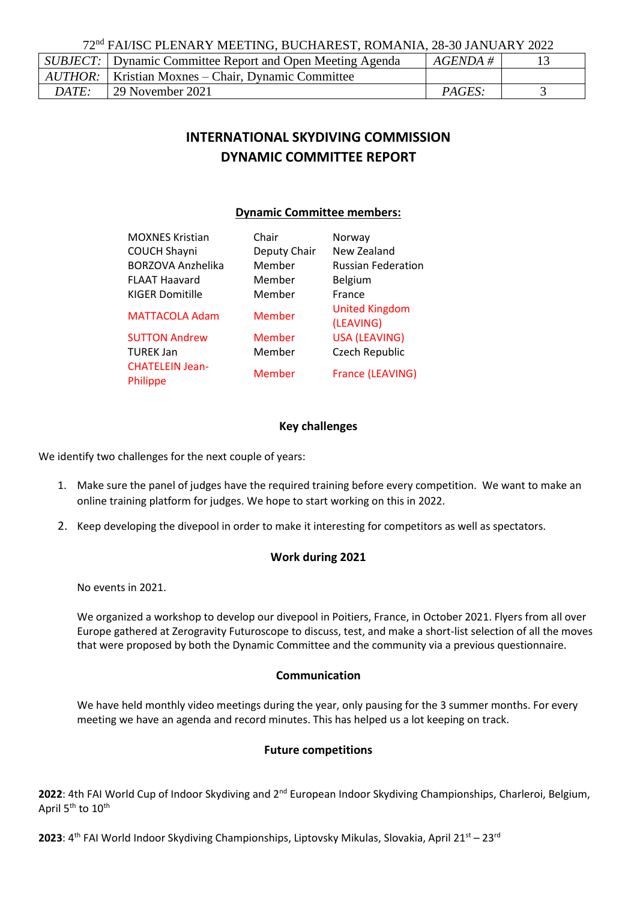72nd FAI/ISC PLENARY MEETING, BUCHAREST, ROMANIA, 28-30 JANUARY 2022

| *SUBJECT:* | Dynamic Committee Report and Open Meeting Agenda | *AGENDA #* | 13 |
|---|---|---|---|
| *AUTHOR:* | Kristian Moxnes – Chair, Dynamic Committee | | |
| *DATE:* | 29 November 2021 | *PAGES:* | 3 |

# INTERNATIONAL SKYDIVING COMMISSION
# DYNAMIC COMMITTEE REPORT

**Dynamic Committee members:**

| | | |
|---|---|---|
| MOXNES Kristian | Chair | Norway |
| COUCH Shayni | Deputy Chair | New Zealand |
| BORZOVA Anzhelika | Member | Russian Federation |
| FLAAT Haavard | Member | Belgium |
| KIGER Domitille | Member | France |
| MATTACOLA Adam | Member | United Kingdom (LEAVING) |
| SUTTON Andrew | Member | USA (LEAVING) |
| TUREK Jan | Member | Czech Republic |
| CHATELEIN Jean-Philippe | Member | France (LEAVING) |

## Key challenges

We identify two challenges for the next couple of years:

1. Make sure the panel of judges have the required training before every competition. We want to make an online training platform for judges. We hope to start working on this in 2022.
2. Keep developing the divepool in order to make it interesting for competitors as well as spectators.

## Work during 2021

No events in 2021.

We organized a workshop to develop our divepool in Poitiers, France, in October 2021. Flyers from all over Europe gathered at Zerogravity Futuroscope to discuss, test, and make a short-list selection of all the moves that were proposed by both the Dynamic Committee and the community via a previous questionnaire.

## Communication

We have held monthly video meetings during the year, only pausing for the 3 summer months. For every meeting we have an agenda and record minutes. This has helped us a lot keeping on track.

## Future competitions

**2022**: 4th FAI World Cup of Indoor Skydiving and 2nd European Indoor Skydiving Championships, Charleroi, Belgium, April 5th to 10th

**2023**: 4th FAI World Indoor Skydiving Championships, Liptovsky Mikulas, Slovakia, April 21st – 23rd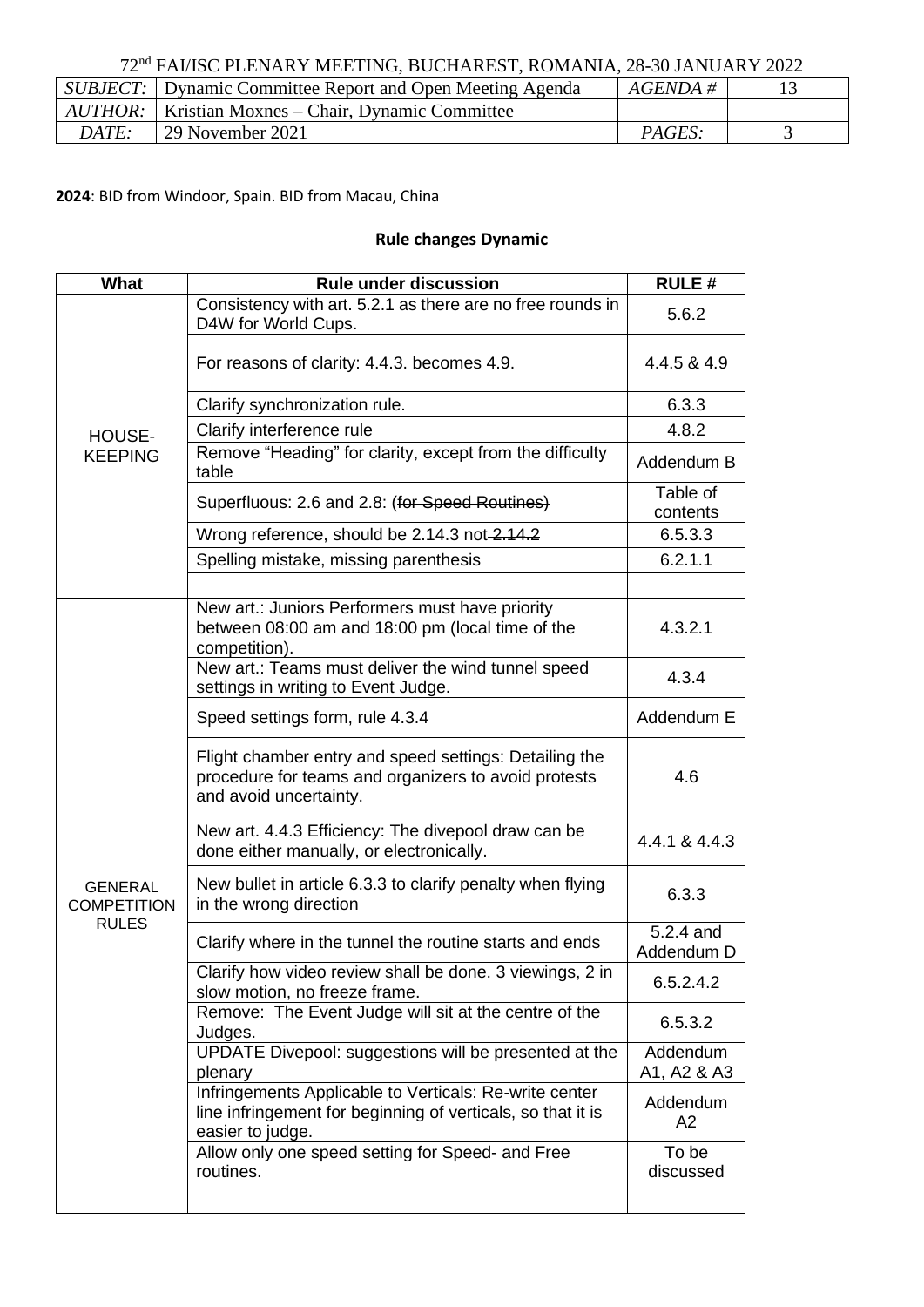**2024**: BID from Windoor, Spain. BID from Macau, China

## Rule changes Dynamic

| What | Rule under discussion | RULE # |
|---|---|---|
| HOUSE-KEEPING | Consistency with art. 5.2.1 as there are no free rounds in D4W for World Cups. | 5.6.2 |
| | For reasons of clarity: 4.4.3. becomes 4.9. | 4.4.5 & 4.9 |
| | Clarify synchronization rule. | 6.3.3 |
| | Clarify interference rule | 4.8.2 |
| | Remove "Heading" for clarity, except from the difficulty table | Addendum B |
| | Superfluous: 2.6 and 2.8: (~~for Speed Routines~~) | Table of contents |
| | Wrong reference, should be 2.14.3 not ~~2.14.2~~ | 6.5.3.3 |
| | Spelling mistake, missing parenthesis | 6.2.1.1 |
| | | |
| GENERAL COMPETITION RULES | New art.: Juniors Performers must have priority between 08:00 am and 18:00 pm (local time of the competition). | 4.3.2.1 |
| | New art.: Teams must deliver the wind tunnel speed settings in writing to Event Judge. | 4.3.4 |
| | Speed settings form, rule 4.3.4 | Addendum E |
| | Flight chamber entry and speed settings: Detailing the procedure for teams and organizers to avoid protests and avoid uncertainty. | 4.6 |
| | New art. 4.4.3 Efficiency: The divepool draw can be done either manually, or electronically. | 4.4.1 & 4.4.3 |
| | New bullet in article 6.3.3 to clarify penalty when flying in the wrong direction | 6.3.3 |
| | Clarify where in the tunnel the routine starts and ends | 5.2.4 and Addendum D |
| | Clarify how video review shall be done. 3 viewings, 2 in slow motion, no freeze frame. | 6.5.2.4.2 |
| | Remove: The Event Judge will sit at the centre of the Judges. | 6.5.3.2 |
| | UPDATE Divepool: suggestions will be presented at the plenary | Addendum A1, A2 & A3 |
| | Infringements Applicable to Verticals: Re-write center line infringement for beginning of verticals, so that it is easier to judge. | Addendum A2 |
| | Allow only one speed setting for Speed- and Free routines. | To be discussed |
| | | |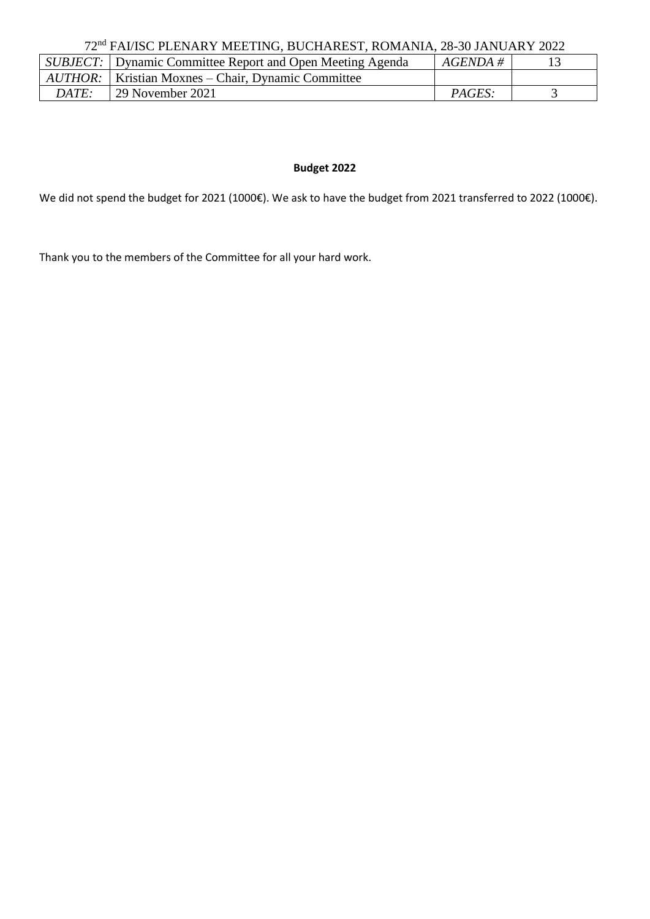**Budget 2022**

We did not spend the budget for 2021 (1000€). We ask to have the budget from 2021 transferred to 2022 (1000€).

Thank you to the members of the Committee for all your hard work.